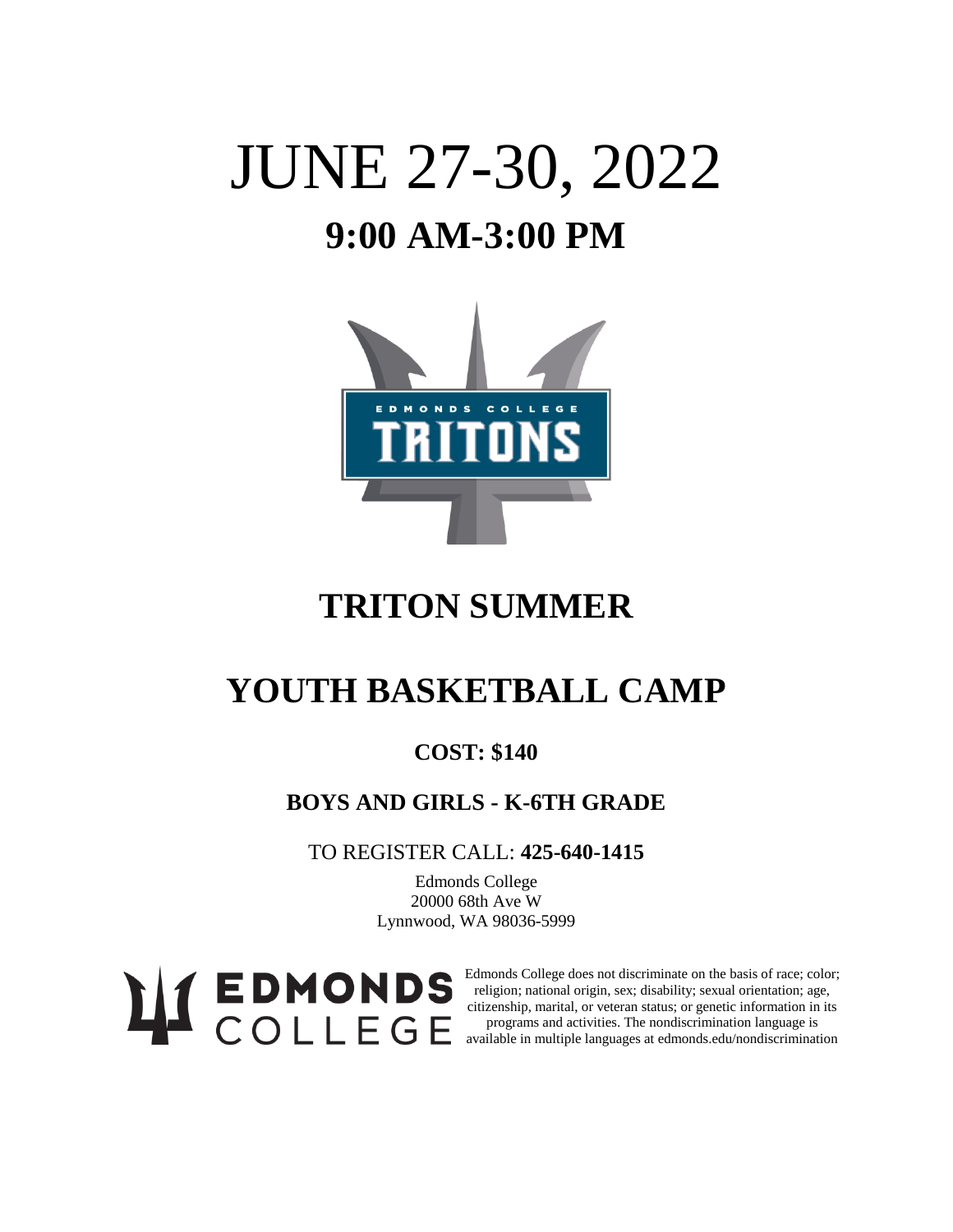# JUNE 27-30, 2022

## 9:00 AM-3:00 PM

EDMONDS COLLEGE
TRITONS

# TRITON SUMMER

# YOUTH BASKETBALL CAMP

**COST: $140**

**BOYS AND GIRLS - K-6TH GRADE**

TO REGISTER CALL: **425-640-1415**

Edmonds College
20000 68th Ave W
Lynnwood, WA 98036-5999

EDMONDS COLLEGE

Edmonds College does not discriminate on the basis of race; color; religion; national origin, sex; disability; sexual orientation; age, citizenship, marital, or veteran status; or genetic information in its programs and activities. The nondiscrimination language is available in multiple languages at edmonds.edu/nondiscrimination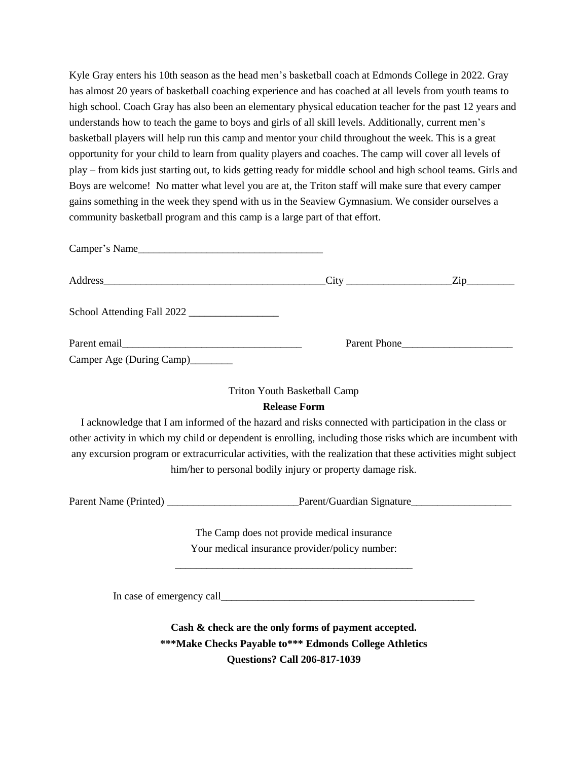Kyle Gray enters his 10th season as the head men's basketball coach at Edmonds College in 2022. Gray has almost 20 years of basketball coaching experience and has coached at all levels from youth teams to high school. Coach Gray has also been an elementary physical education teacher for the past 12 years and understands how to teach the game to boys and girls of all skill levels. Additionally, current men's basketball players will help run this camp and mentor your child throughout the week. This is a great opportunity for your child to learn from quality players and coaches. The camp will cover all levels of play – from kids just starting out, to kids getting ready for middle school and high school teams. Girls and Boys are welcome! No matter what level you are at, the Triton staff will make sure that every camper gains something in the week they spend with us in the Seaview Gymnasium. We consider ourselves a community basketball program and this camp is a large part of that effort.

Camper's Name___________________________________

Address__________________________________________City ___________________Zip_________

School Attending Fall 2022 _________________

Parent email_________________________________ Parent Phone_____________________

Camper Age (During Camp)________

Triton Youth Basketball Camp

**Release Form**

I acknowledge that I am informed of the hazard and risks connected with participation in the class or other activity in which my child or dependent is enrolling, including those risks which are incumbent with any excursion program or extracurricular activities, with the realization that these activities might subject him/her to personal bodily injury or property damage risk.

Parent Name (Printed) _________________________Parent/Guardian Signature___________________

The Camp does not provide medical insurance

Your medical insurance provider/policy number:

_______________________________________________

In case of emergency call__________________________________________________

**Cash & check are the only forms of payment accepted.**

**\*\*\*Make Checks Payable to\*\*\* Edmonds College Athletics**

**Questions? Call 206-817-1039**